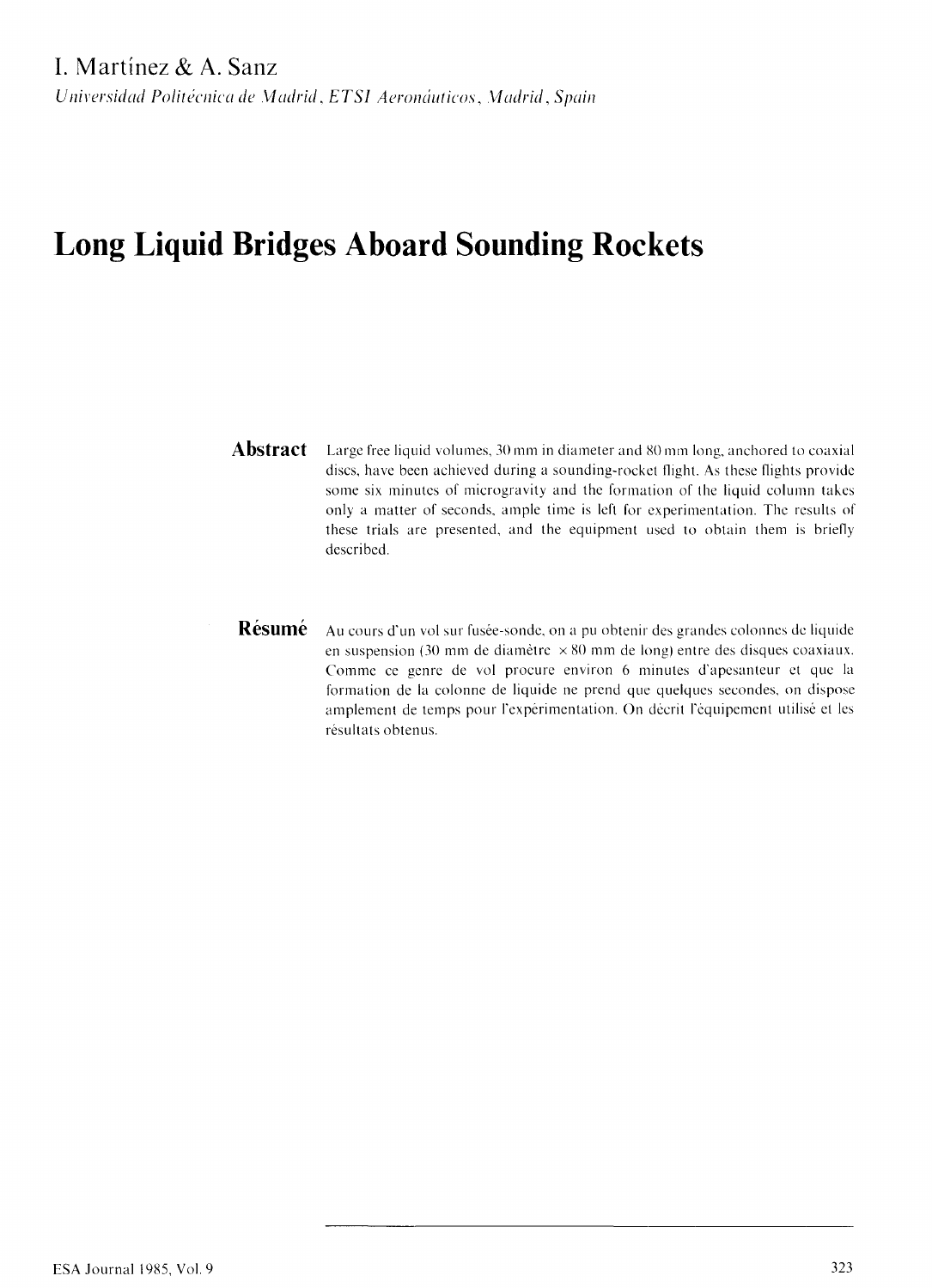I. Martínez & A. Sanz

*Universidad Politécnica de Madrid, ETSI Aeronáuticos, Madrid, Spain*

# Long Liquid Bridges Aboard Sounding Rockets

**Abstract** Large free liquid volumes, 30 mm in diameter and 80 mm long, anchored to coaxial discs, have been achieved during a sounding-rocket flight. As these flights provide some six minutes of microgravity and the formation of the liquid column takes only a matter of seconds, ample time is left for experimentation. The results of these trials are presented, and the equipment used to obtain them is briefly described.

**Résumé** Au cours d'un vol sur fusée-sonde, on a pu obtenir des grandes colonnes de liquide en suspension (30 mm de diamètre × 80 mm de long) entre des disques coaxiaux. Comme ce genre de vol procure environ 6 minutes d'apesanteur et que la formation de la colonne de liquide ne prend que quelques secondes, on dispose amplement de temps pour l'expérimentation. On décrit l'équipement utilisé et les résultats obtenus.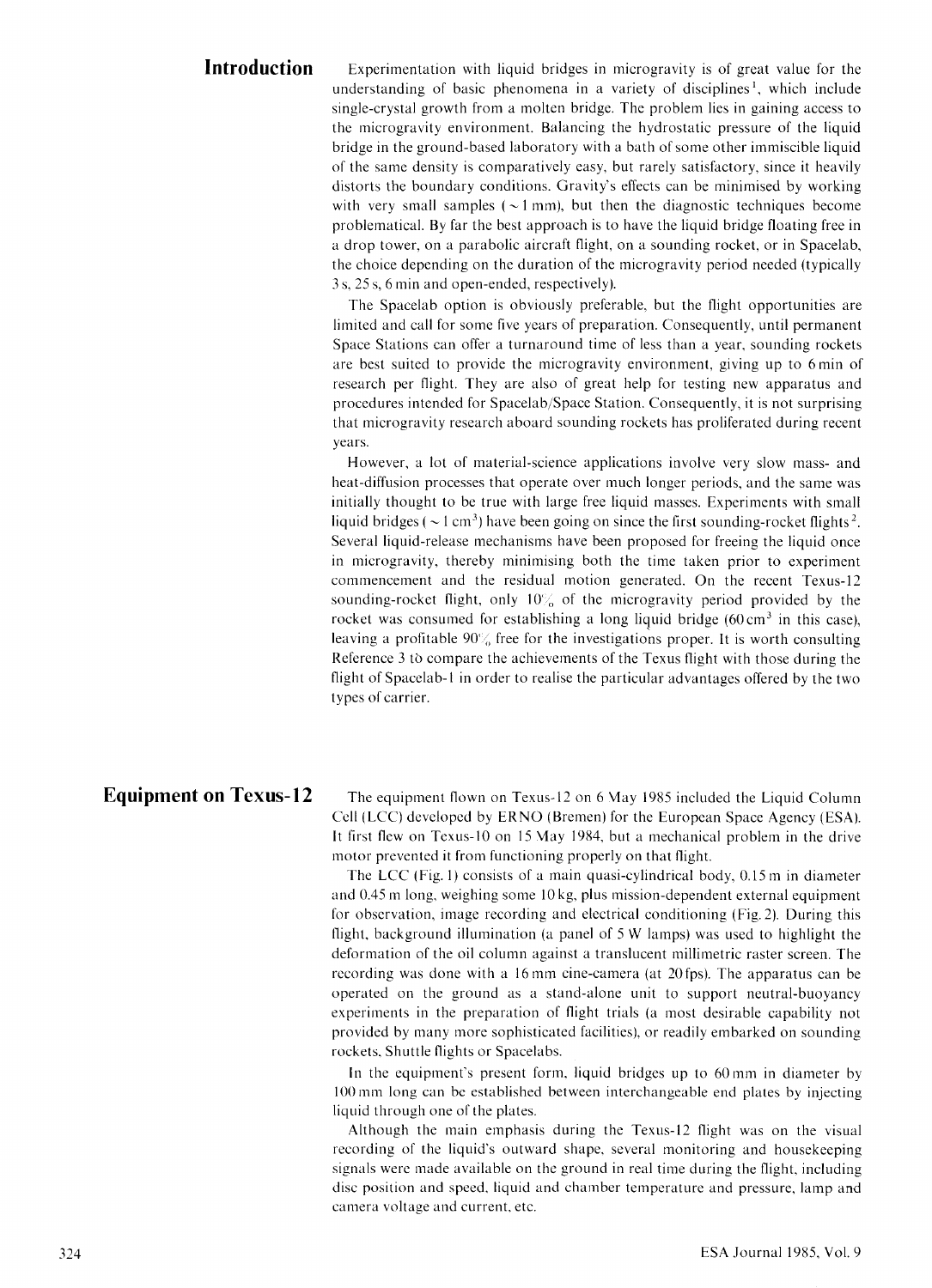## Introduction

Experimentation with liquid bridges in microgravity is of great value for the understanding of basic phenomena in a variety of disciplines[1], which include single-crystal growth from a molten bridge. The problem lies in gaining access to the microgravity environment. Balancing the hydrostatic pressure of the liquid bridge in the ground-based laboratory with a bath of some other immiscible liquid of the same density is comparatively easy, but rarely satisfactory, since it heavily distorts the boundary conditions. Gravity's effects can be minimised by working with very small samples ($\sim 1$ mm), but then the diagnostic techniques become problematical. By far the best approach is to have the liquid bridge floating free in a drop tower, on a parabolic aircraft flight, on a sounding rocket, or in Spacelab, the choice depending on the duration of the microgravity period needed (typically 3 s, 25 s, 6 min and open-ended, respectively).

The Spacelab option is obviously preferable, but the flight opportunities are limited and call for some five years of preparation. Consequently, until permanent Space Stations can offer a turnaround time of less than a year, sounding rockets are best suited to provide the microgravity environment, giving up to 6 min of research per flight. They are also of great help for testing new apparatus and procedures intended for Spacelab/Space Station. Consequently, it is not surprising that microgravity research aboard sounding rockets has proliferated during recent years.

However, a lot of material-science applications involve very slow mass- and heat-diffusion processes that operate over much longer periods, and the same was initially thought to be true with large free liquid masses. Experiments with small liquid bridges ($\sim 1\ \text{cm}^3$) have been going on since the first sounding-rocket flights[2]. Several liquid-release mechanisms have been proposed for freeing the liquid once in microgravity, thereby minimising both the time taken prior to experiment commencement and the residual motion generated. On the recent Texus-12 sounding-rocket flight, only 10% of the microgravity period provided by the rocket was consumed for establishing a long liquid bridge ($60\ \text{cm}^3$ in this case), leaving a profitable 90% free for the investigations proper. It is worth consulting Reference 3 to compare the achievements of the Texus flight with those during the flight of Spacelab-1 in order to realise the particular advantages offered by the two types of carrier.

## Equipment on Texus-12

The equipment flown on Texus-12 on 6 May 1985 included the Liquid Column Cell (LCC) developed by ERNO (Bremen) for the European Space Agency (ESA). It first flew on Texus-10 on 15 May 1984, but a mechanical problem in the drive motor prevented it from functioning properly on that flight.

The LCC (Fig. 1) consists of a main quasi-cylindrical body, 0.15 m in diameter and 0.45 m long, weighing some 10 kg, plus mission-dependent external equipment for observation, image recording and electrical conditioning (Fig. 2). During this flight, background illumination (a panel of 5 W lamps) was used to highlight the deformation of the oil column against a translucent millimetric raster screen. The recording was done with a 16 mm cine-camera (at 20 fps). The apparatus can be operated on the ground as a stand-alone unit to support neutral-buoyancy experiments in the preparation of flight trials (a most desirable capability not provided by many more sophisticated facilities), or readily embarked on sounding rockets, Shuttle flights or Spacelabs.

In the equipment's present form, liquid bridges up to 60 mm in diameter by 100 mm long can be established between interchangeable end plates by injecting liquid through one of the plates.

Although the main emphasis during the Texus-12 flight was on the visual recording of the liquid's outward shape, several monitoring and housekeeping signals were made available on the ground in real time during the flight, including disc position and speed, liquid and chamber temperature and pressure, lamp and camera voltage and current, etc.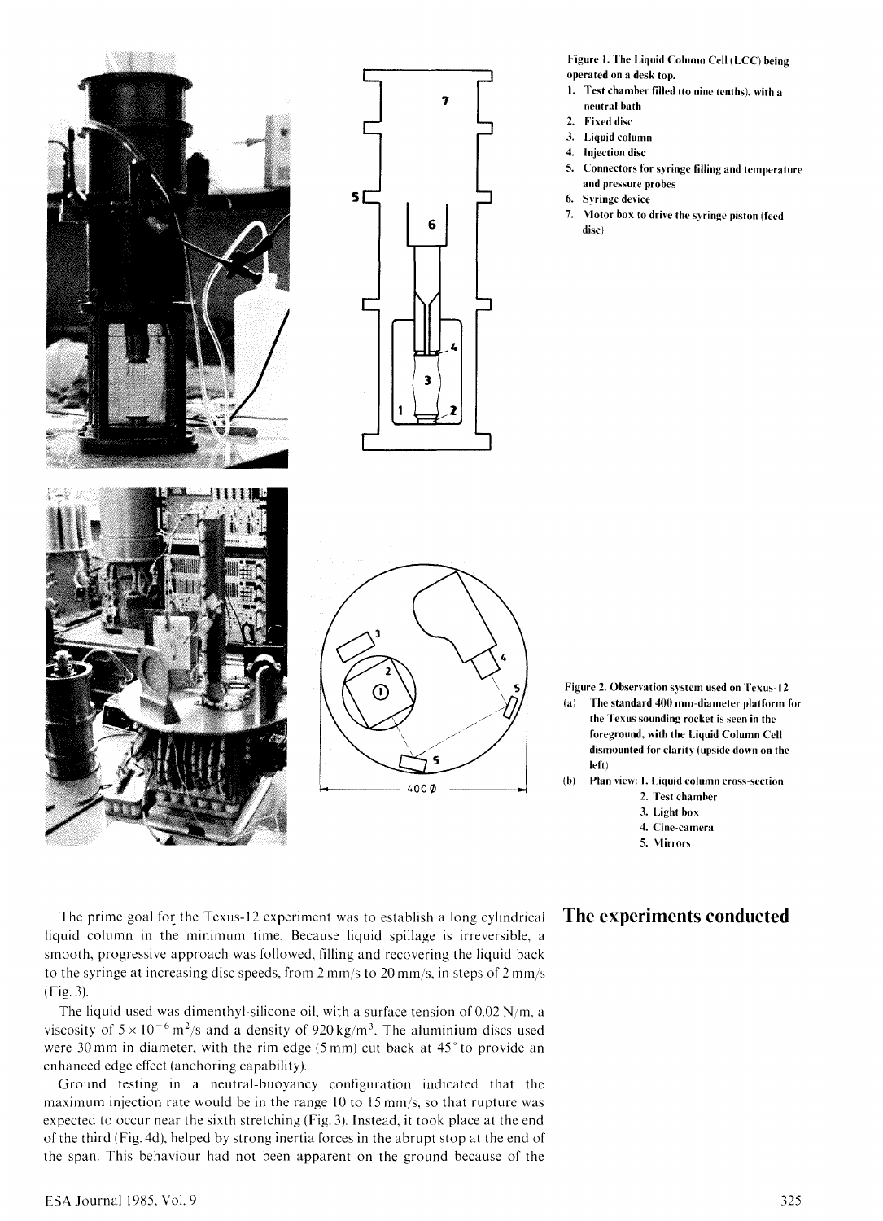Figure 1. The Liquid Column Cell (LCC) being operated on a desk top.

1. Test chamber filled (to nine tenths), with a neutral bath
2. Fixed disc
3. Liquid column
4. Injection disc
5. Connectors for syringe filling and temperature and pressure probes
6. Syringe device
7. Motor box to drive the syringe piston (feed disc)

Figure 2. Observation system used on Texus-12

(a) The standard 400 mm-diameter platform for the Texus sounding rocket is seen in the foreground, with the Liquid Column Cell dismounted for clarity (upside down on the left)

(b) Plan view: 1. Liquid column cross-section
2. Test chamber
3. Light box
4. Cine-camera
5. Mirrors

## The experiments conducted

The prime goal for the Texus-12 experiment was to establish a long cylindrical liquid column in the minimum time. Because liquid spillage is irreversible, a smooth, progressive approach was followed, filling and recovering the liquid back to the syringe at increasing disc speeds, from 2 mm/s to 20 mm/s, in steps of 2 mm/s (Fig. 3).

The liquid used was dimenthyl-silicone oil, with a surface tension of 0.02 N/m, a viscosity of $5 \times 10^{-6}$ m$^2$/s and a density of 920 kg/m$^3$. The aluminium discs used were 30 mm in diameter, with the rim edge (5 mm) cut back at 45° to provide an enhanced edge effect (anchoring capability).

Ground testing in a neutral-buoyancy configuration indicated that the maximum injection rate would be in the range 10 to 15 mm/s, so that rupture was expected to occur near the sixth stretching (Fig. 3). Instead, it took place at the end of the third (Fig. 4d), helped by strong inertia forces in the abrupt stop at the end of the span. This behaviour had not been apparent on the ground because of the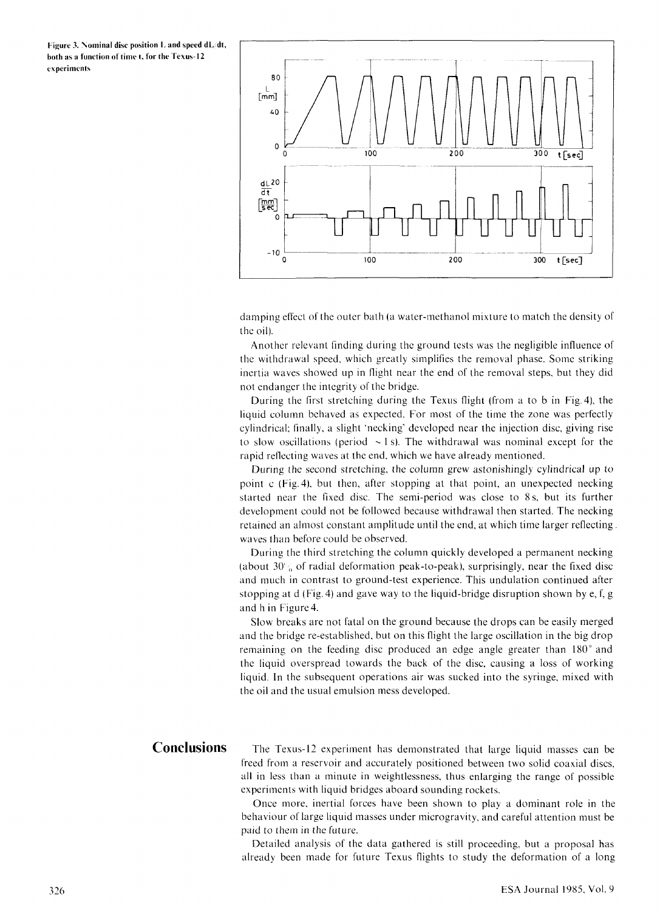Figure 3. Nominal disc position L and speed dL/dt, both as a function of time t, for the Texus-12 experiments

damping effect of the outer bath (a water-methanol mixture to match the density of the oil).

Another relevant finding during the ground tests was the negligible influence of the withdrawal speed, which greatly simplifies the removal phase. Some striking inertia waves showed up in flight near the end of the removal steps, but they did not endanger the integrity of the bridge.

During the first stretching during the Texus flight (from a to b in Fig. 4), the liquid column behaved as expected. For most of the time the zone was perfectly cylindrical; finally, a slight 'necking' developed near the injection disc, giving rise to slow oscillations (period ~1 s). The withdrawal was nominal except for the rapid reflecting waves at the end, which we have already mentioned.

During the second stretching, the column grew astonishingly cylindrical up to point c (Fig. 4), but then, after stopping at that point, an unexpected necking started near the fixed disc. The semi-period was close to 8 s, but its further development could not be followed because withdrawal then started. The necking retained an almost constant amplitude until the end, at which time larger reflecting waves than before could be observed.

During the third stretching the column quickly developed a permanent necking (about 30% of radial deformation peak-to-peak), surprisingly, near the fixed disc and much in contrast to ground-test experience. This undulation continued after stopping at d (Fig. 4) and gave way to the liquid-bridge disruption shown by e, f, g and h in Figure 4.

Slow breaks are not fatal on the ground because the drops can be easily merged and the bridge re-established, but on this flight the large oscillation in the big drop remaining on the feeding disc produced an edge angle greater than 180° and the liquid overspread towards the back of the disc, causing a loss of working liquid. In the subsequent operations air was sucked into the syringe, mixed with the oil and the usual emulsion mess developed.

## Conclusions

The Texus-12 experiment has demonstrated that large liquid masses can be freed from a reservoir and accurately positioned between two solid coaxial discs, all in less than a minute in weightlessness, thus enlarging the range of possible experiments with liquid bridges aboard sounding rockets.

Once more, inertial forces have been shown to play a dominant role in the behaviour of large liquid masses under microgravity, and careful attention must be paid to them in the future.

Detailed analysis of the data gathered is still proceeding, but a proposal has already been made for future Texus flights to study the deformation of a long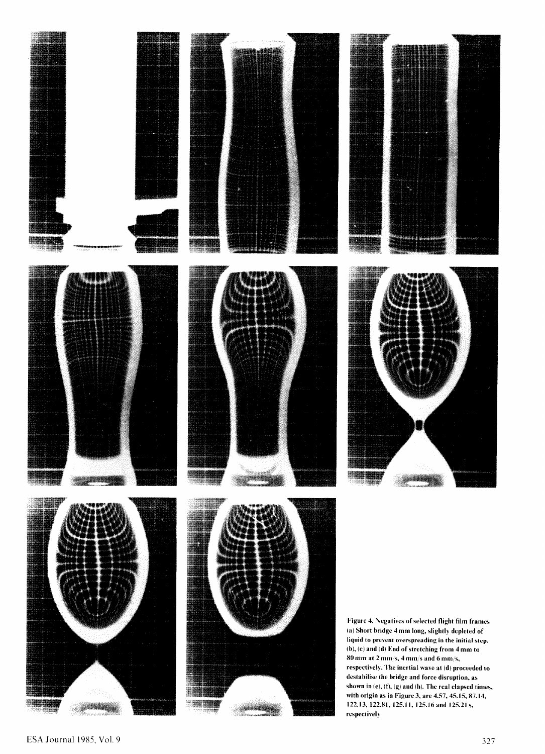Figure 4. Negatives of selected flight film frames (a) Short bridge 4 mm long, slightly depleted of liquid to prevent overspreading in the initial step. (b), (c) and (d) End of stretching from 4 mm to 80 mm at 2 mm/s, 4 mm/s and 6 mm/s, respectively. The inertial wave at (d) proceeded to destabilise the bridge and force disruption, as shown in (e), (f), (g) and (h). The real elapsed times, with origin as in Figure 3, are 4.57, 45.15, 87.14, 122.13, 122.81, 125.11, 125.16 and 125.21 s, respectively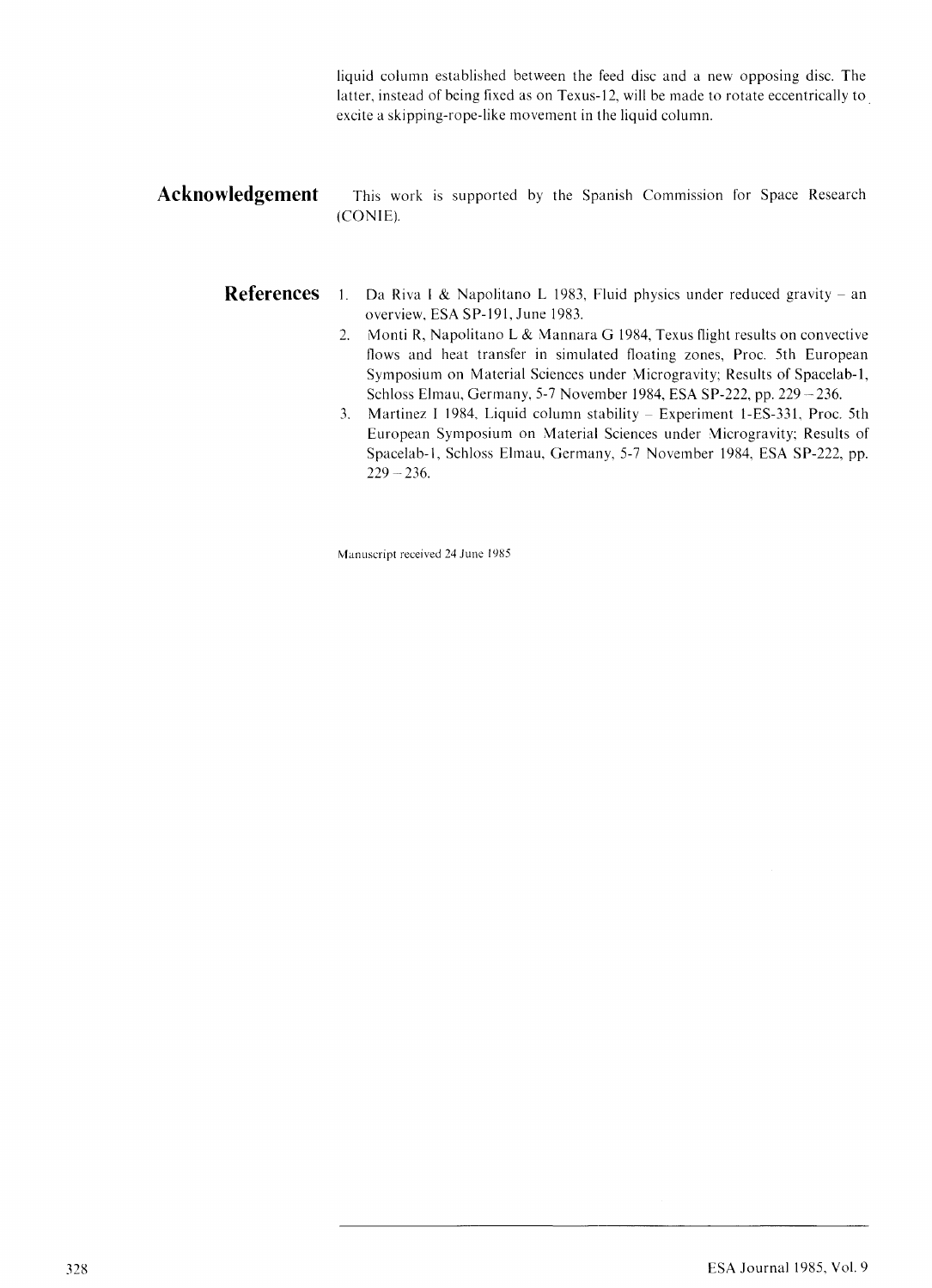liquid column established between the feed disc and a new opposing disc. The latter, instead of being fixed as on Texus-12, will be made to rotate eccentrically to excite a skipping-rope-like movement in the liquid column.

## Acknowledgement

This work is supported by the Spanish Commission for Space Research (CONIE).

## References

1. Da Riva I & Napolitano L 1983, Fluid physics under reduced gravity – an overview, ESA SP-191, June 1983.
2. Monti R, Napolitano L & Mannara G 1984, Texus flight results on convective flows and heat transfer in simulated floating zones, Proc. 5th European Symposium on Material Sciences under Microgravity; Results of Spacelab-1, Schloss Elmau, Germany, 5-7 November 1984, ESA SP-222, pp. 229 – 236.
3. Martinez I 1984, Liquid column stability – Experiment 1-ES-331, Proc. 5th European Symposium on Material Sciences under Microgravity; Results of Spacelab-1, Schloss Elmau, Germany, 5-7 November 1984, ESA SP-222, pp. 229 – 236.

Manuscript received 24 June 1985